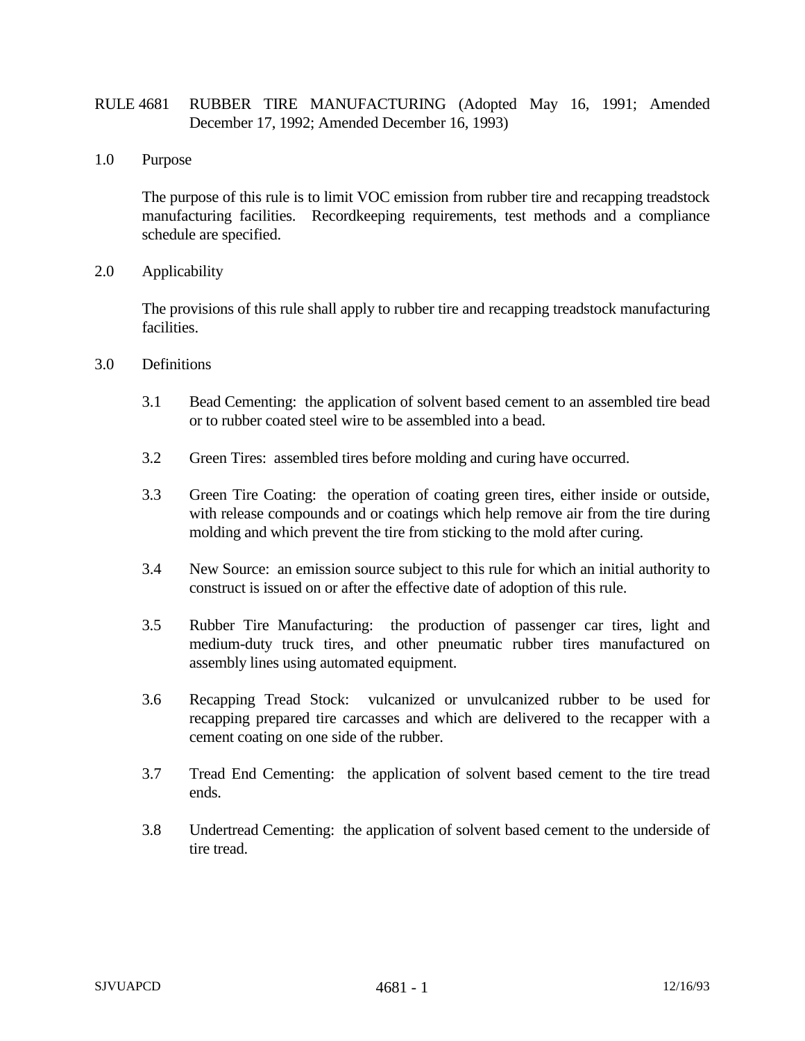# RULE 4681 RUBBER TIRE MANUFACTURING (Adopted May 16, 1991; Amended December 17, 1992; Amended December 16, 1993)

## 1.0 Purpose

The purpose of this rule is to limit VOC emission from rubber tire and recapping treadstock manufacturing facilities. Recordkeeping requirements, test methods and a compliance schedule are specified.

## 2.0 Applicability

The provisions of this rule shall apply to rubber tire and recapping treadstock manufacturing facilities.

## 3.0 Definitions

3.1 Bead Cementing: the application of solvent based cement to an assembled tire bead or to rubber coated steel wire to be assembled into a bead.

3.2 Green Tires: assembled tires before molding and curing have occurred.

3.3 Green Tire Coating: the operation of coating green tires, either inside or outside, with release compounds and or coatings which help remove air from the tire during molding and which prevent the tire from sticking to the mold after curing.

3.4 New Source: an emission source subject to this rule for which an initial authority to construct is issued on or after the effective date of adoption of this rule.

3.5 Rubber Tire Manufacturing: the production of passenger car tires, light and medium-duty truck tires, and other pneumatic rubber tires manufactured on assembly lines using automated equipment.

3.6 Recapping Tread Stock: vulcanized or unvulcanized rubber to be used for recapping prepared tire carcasses and which are delivered to the recapper with a cement coating on one side of the rubber.

3.7 Tread End Cementing: the application of solvent based cement to the tire tread ends.

3.8 Undertread Cementing: the application of solvent based cement to the underside of tire tread.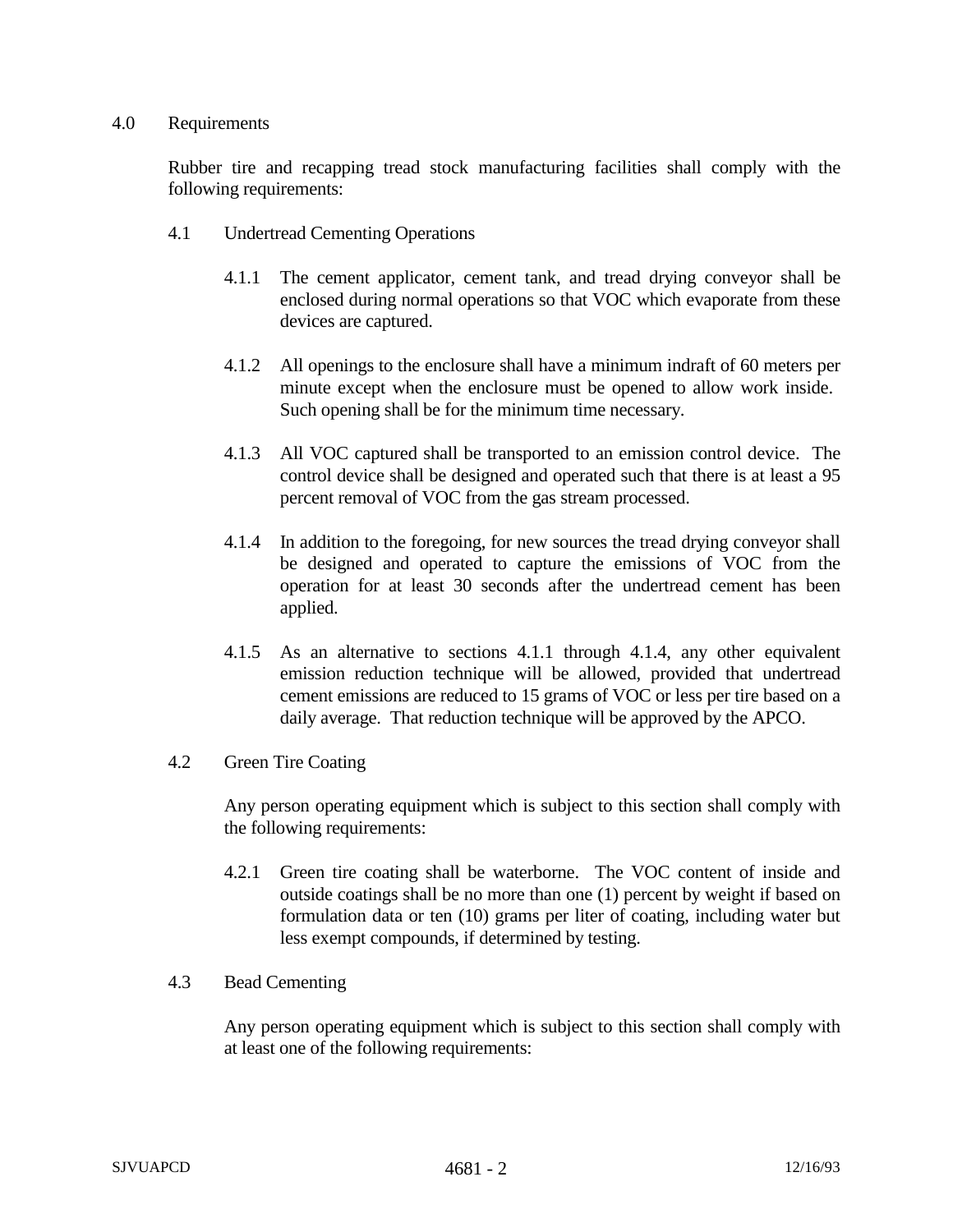## 4.0 Requirements

Rubber tire and recapping tread stock manufacturing facilities shall comply with the following requirements:

### 4.1 Undertread Cementing Operations

4.1.1 The cement applicator, cement tank, and tread drying conveyor shall be enclosed during normal operations so that VOC which evaporate from these devices are captured.

4.1.2 All openings to the enclosure shall have a minimum indraft of 60 meters per minute except when the enclosure must be opened to allow work inside. Such opening shall be for the minimum time necessary.

4.1.3 All VOC captured shall be transported to an emission control device. The control device shall be designed and operated such that there is at least a 95 percent removal of VOC from the gas stream processed.

4.1.4 In addition to the foregoing, for new sources the tread drying conveyor shall be designed and operated to capture the emissions of VOC from the operation for at least 30 seconds after the undertread cement has been applied.

4.1.5 As an alternative to sections 4.1.1 through 4.1.4, any other equivalent emission reduction technique will be allowed, provided that undertread cement emissions are reduced to 15 grams of VOC or less per tire based on a daily average. That reduction technique will be approved by the APCO.

### 4.2 Green Tire Coating

Any person operating equipment which is subject to this section shall comply with the following requirements:

4.2.1 Green tire coating shall be waterborne. The VOC content of inside and outside coatings shall be no more than one (1) percent by weight if based on formulation data or ten (10) grams per liter of coating, including water but less exempt compounds, if determined by testing.

### 4.3 Bead Cementing

Any person operating equipment which is subject to this section shall comply with at least one of the following requirements: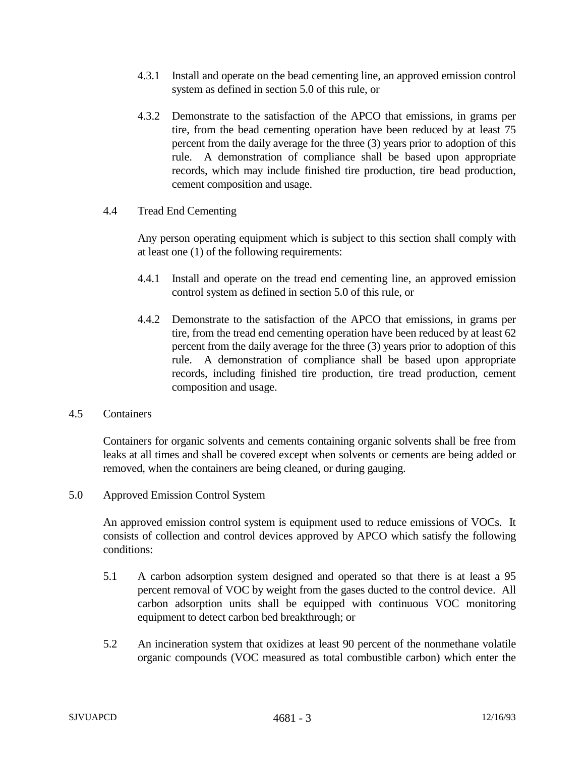4.3.1 Install and operate on the bead cementing line, an approved emission control system as defined in section 5.0 of this rule, or

4.3.2 Demonstrate to the satisfaction of the APCO that emissions, in grams per tire, from the bead cementing operation have been reduced by at least 75 percent from the daily average for the three (3) years prior to adoption of this rule. A demonstration of compliance shall be based upon appropriate records, which may include finished tire production, tire bead production, cement composition and usage.

4.4 Tread End Cementing

Any person operating equipment which is subject to this section shall comply with at least one (1) of the following requirements:

4.4.1 Install and operate on the tread end cementing line, an approved emission control system as defined in section 5.0 of this rule, or

4.4.2 Demonstrate to the satisfaction of the APCO that emissions, in grams per tire, from the tread end cementing operation have been reduced by at least 62 percent from the daily average for the three (3) years prior to adoption of this rule. A demonstration of compliance shall be based upon appropriate records, including finished tire production, tire tread production, cement composition and usage.

4.5 Containers

Containers for organic solvents and cements containing organic solvents shall be free from leaks at all times and shall be covered except when solvents or cements are being added or removed, when the containers are being cleaned, or during gauging.

5.0 Approved Emission Control System

An approved emission control system is equipment used to reduce emissions of VOCs. It consists of collection and control devices approved by APCO which satisfy the following conditions:

5.1 A carbon adsorption system designed and operated so that there is at least a 95 percent removal of VOC by weight from the gases ducted to the control device. All carbon adsorption units shall be equipped with continuous VOC monitoring equipment to detect carbon bed breakthrough; or

5.2 An incineration system that oxidizes at least 90 percent of the nonmethane volatile organic compounds (VOC measured as total combustible carbon) which enter the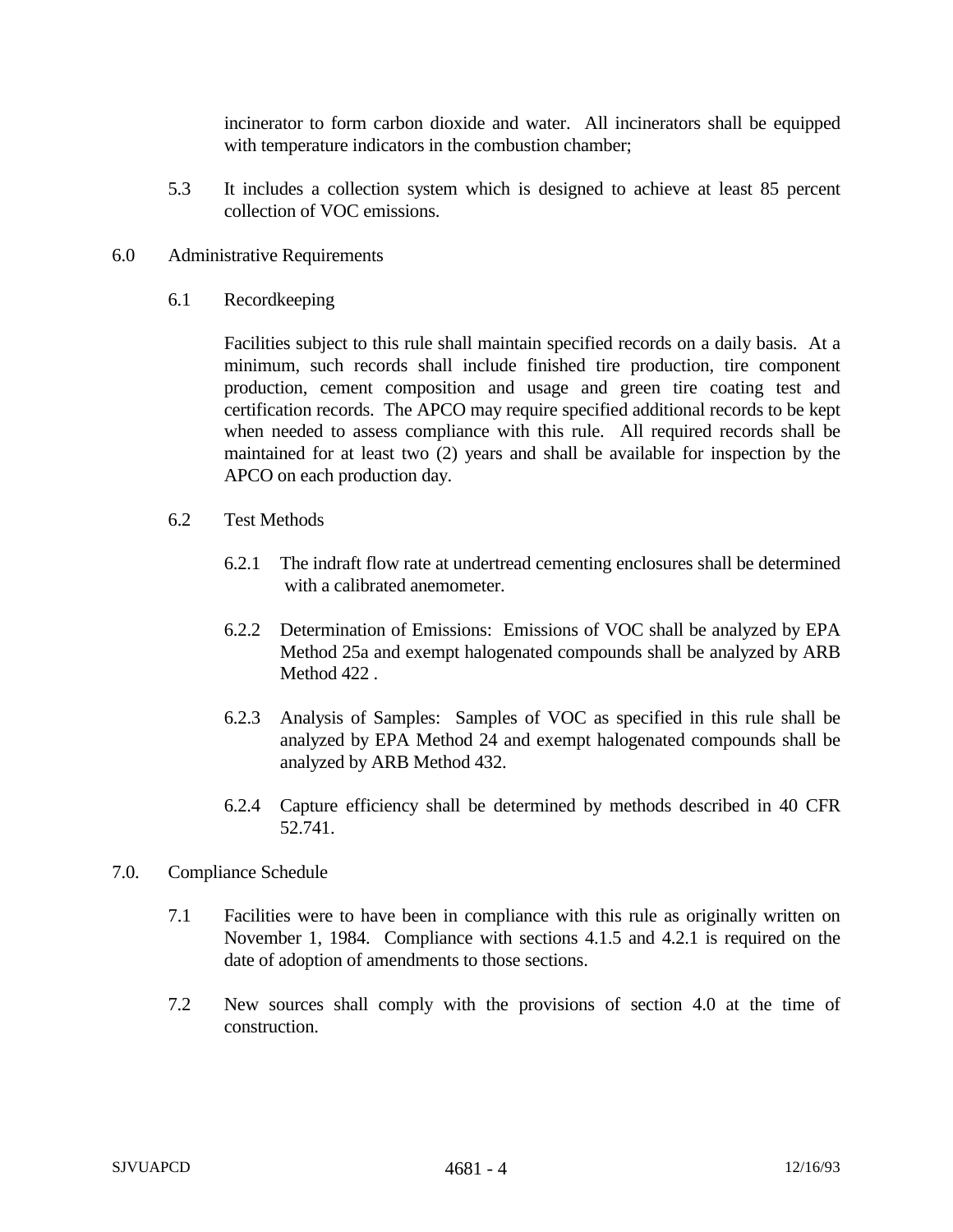incinerator to form carbon dioxide and water. All incinerators shall be equipped with temperature indicators in the combustion chamber;

5.3 It includes a collection system which is designed to achieve at least 85 percent collection of VOC emissions.

## 6.0 Administrative Requirements

### 6.1 Recordkeeping

Facilities subject to this rule shall maintain specified records on a daily basis. At a minimum, such records shall include finished tire production, tire component production, cement composition and usage and green tire coating test and certification records. The APCO may require specified additional records to be kept when needed to assess compliance with this rule. All required records shall be maintained for at least two (2) years and shall be available for inspection by the APCO on each production day.

### 6.2 Test Methods

6.2.1 The indraft flow rate at undertread cementing enclosures shall be determined with a calibrated anemometer.

6.2.2 Determination of Emissions: Emissions of VOC shall be analyzed by EPA Method 25a and exempt halogenated compounds shall be analyzed by ARB Method 422 .

6.2.3 Analysis of Samples: Samples of VOC as specified in this rule shall be analyzed by EPA Method 24 and exempt halogenated compounds shall be analyzed by ARB Method 432.

6.2.4 Capture efficiency shall be determined by methods described in 40 CFR 52.741.

## 7.0. Compliance Schedule

7.1 Facilities were to have been in compliance with this rule as originally written on November 1, 1984. Compliance with sections 4.1.5 and 4.2.1 is required on the date of adoption of amendments to those sections.

7.2 New sources shall comply with the provisions of section 4.0 at the time of construction.